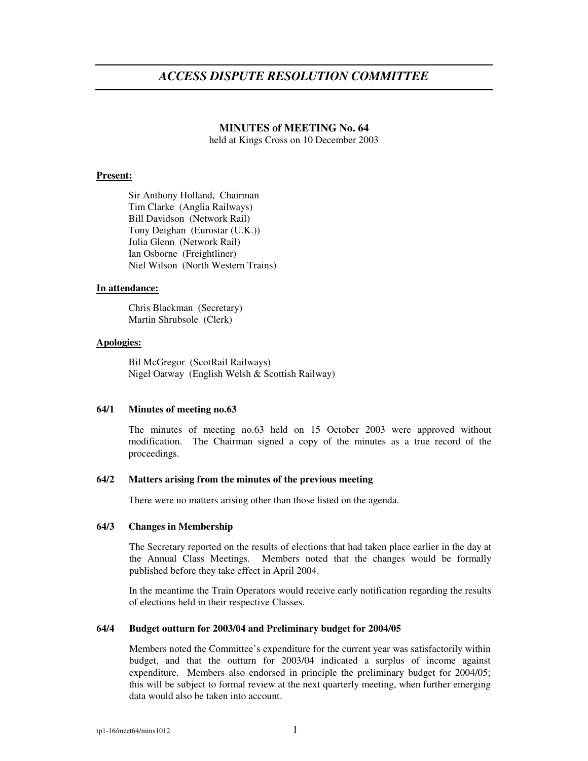# *ACCESS DISPUTE RESOLUTION COMMITTEE*

## MINUTES of MEETING No. 64

held at Kings Cross on 10 December 2003

**Present:**

Sir Anthony Holland, Chairman
Tim Clarke (Anglia Railways)
Bill Davidson (Network Rail)
Tony Deighan (Eurostar (U.K.))
Julia Glenn (Network Rail)
Ian Osborne (Freightliner)
Niel Wilson (North Western Trains)

**In attendance:**

Chris Blackman (Secretary)
Martin Shrubsole (Clerk)

**Apologies:**

Bil McGregor (ScotRail Railways)
Nigel Oatway (English Welsh & Scottish Railway)

### 64/1 Minutes of meeting no.63

The minutes of meeting no.63 held on 15 October 2003 were approved without modification. The Chairman signed a copy of the minutes as a true record of the proceedings.

### 64/2 Matters arising from the minutes of the previous meeting

There were no matters arising other than those listed on the agenda.

### 64/3 Changes in Membership

The Secretary reported on the results of elections that had taken place earlier in the day at the Annual Class Meetings. Members noted that the changes would be formally published before they take effect in April 2004.

In the meantime the Train Operators would receive early notification regarding the results of elections held in their respective Classes.

### 64/4 Budget outturn for 2003/04 and Preliminary budget for 2004/05

Members noted the Committee's expenditure for the current year was satisfactorily within budget, and that the outturn for 2003/04 indicated a surplus of income against expenditure. Members also endorsed in principle the preliminary budget for 2004/05; this will be subject to formal review at the next quarterly meeting, when further emerging data would also be taken into account.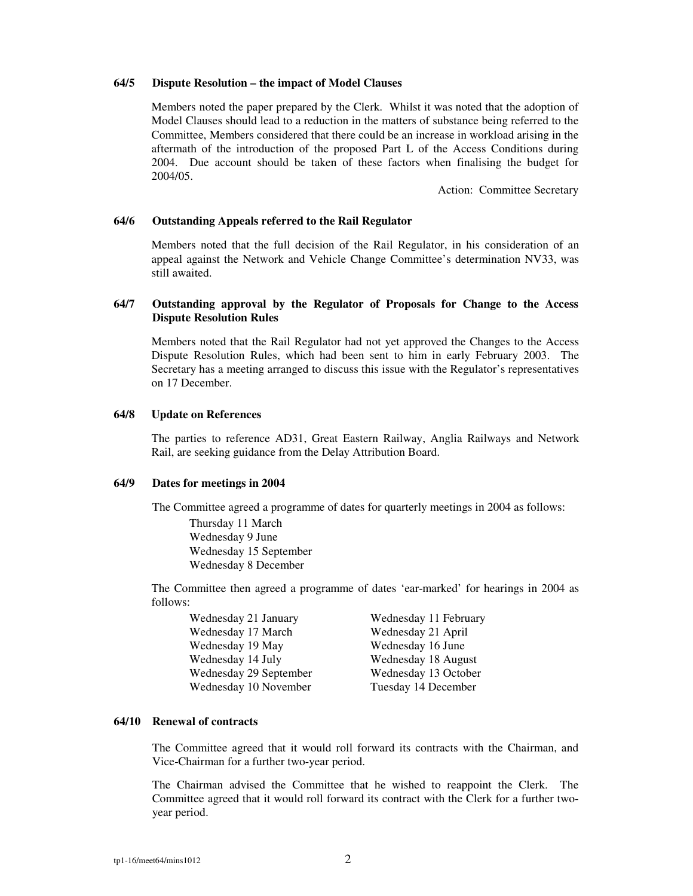**64/5 Dispute Resolution – the impact of Model Clauses**

Members noted the paper prepared by the Clerk. Whilst it was noted that the adoption of Model Clauses should lead to a reduction in the matters of substance being referred to the Committee, Members considered that there could be an increase in workload arising in the aftermath of the introduction of the proposed Part L of the Access Conditions during 2004. Due account should be taken of these factors when finalising the budget for 2004/05.

Action: Committee Secretary

**64/6 Outstanding Appeals referred to the Rail Regulator**

Members noted that the full decision of the Rail Regulator, in his consideration of an appeal against the Network and Vehicle Change Committee's determination NV33, was still awaited.

**64/7 Outstanding approval by the Regulator of Proposals for Change to the Access Dispute Resolution Rules**

Members noted that the Rail Regulator had not yet approved the Changes to the Access Dispute Resolution Rules, which had been sent to him in early February 2003. The Secretary has a meeting arranged to discuss this issue with the Regulator's representatives on 17 December.

**64/8 Update on References**

The parties to reference AD31, Great Eastern Railway, Anglia Railways and Network Rail, are seeking guidance from the Delay Attribution Board.

**64/9 Dates for meetings in 2004**

The Committee agreed a programme of dates for quarterly meetings in 2004 as follows:

Thursday 11 March
Wednesday 9 June
Wednesday 15 September
Wednesday 8 December

The Committee then agreed a programme of dates 'ear-marked' for hearings in 2004 as follows:

Wednesday 21 January
Wednesday 11 February
Wednesday 17 March
Wednesday 21 April
Wednesday 19 May
Wednesday 16 June
Wednesday 14 July
Wednesday 18 August
Wednesday 29 September
Wednesday 13 October
Wednesday 10 November
Tuesday 14 December

**64/10 Renewal of contracts**

The Committee agreed that it would roll forward its contracts with the Chairman, and Vice-Chairman for a further two-year period.

The Chairman advised the Committee that he wished to reappoint the Clerk. The Committee agreed that it would roll forward its contract with the Clerk for a further two-year period.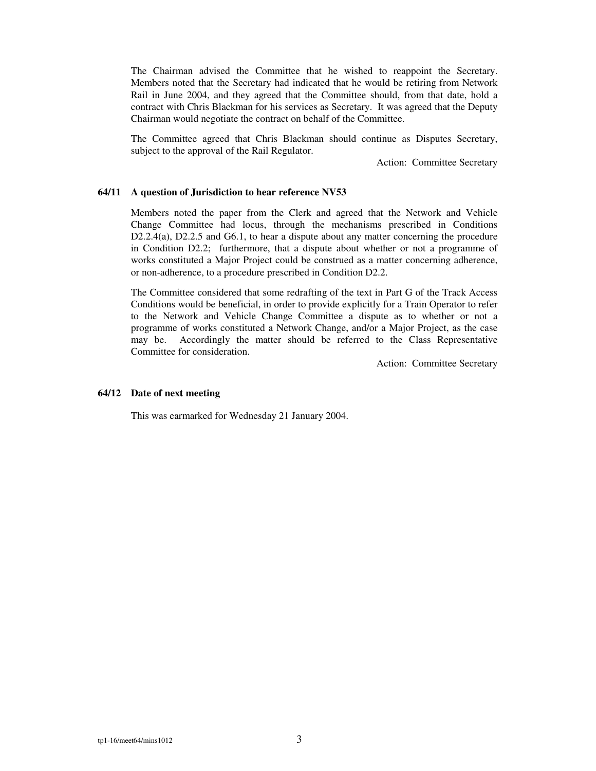The Chairman advised the Committee that he wished to reappoint the Secretary. Members noted that the Secretary had indicated that he would be retiring from Network Rail in June 2004, and they agreed that the Committee should, from that date, hold a contract with Chris Blackman for his services as Secretary. It was agreed that the Deputy Chairman would negotiate the contract on behalf of the Committee.

The Committee agreed that Chris Blackman should continue as Disputes Secretary, subject to the approval of the Rail Regulator.

Action: Committee Secretary

**64/11 A question of Jurisdiction to hear reference NV53**

Members noted the paper from the Clerk and agreed that the Network and Vehicle Change Committee had locus, through the mechanisms prescribed in Conditions D2.2.4(a), D2.2.5 and G6.1, to hear a dispute about any matter concerning the procedure in Condition D2.2; furthermore, that a dispute about whether or not a programme of works constituted a Major Project could be construed as a matter concerning adherence, or non-adherence, to a procedure prescribed in Condition D2.2.

The Committee considered that some redrafting of the text in Part G of the Track Access Conditions would be beneficial, in order to provide explicitly for a Train Operator to refer to the Network and Vehicle Change Committee a dispute as to whether or not a programme of works constituted a Network Change, and/or a Major Project, as the case may be. Accordingly the matter should be referred to the Class Representative Committee for consideration.

Action: Committee Secretary

**64/12 Date of next meeting**

This was earmarked for Wednesday 21 January 2004.